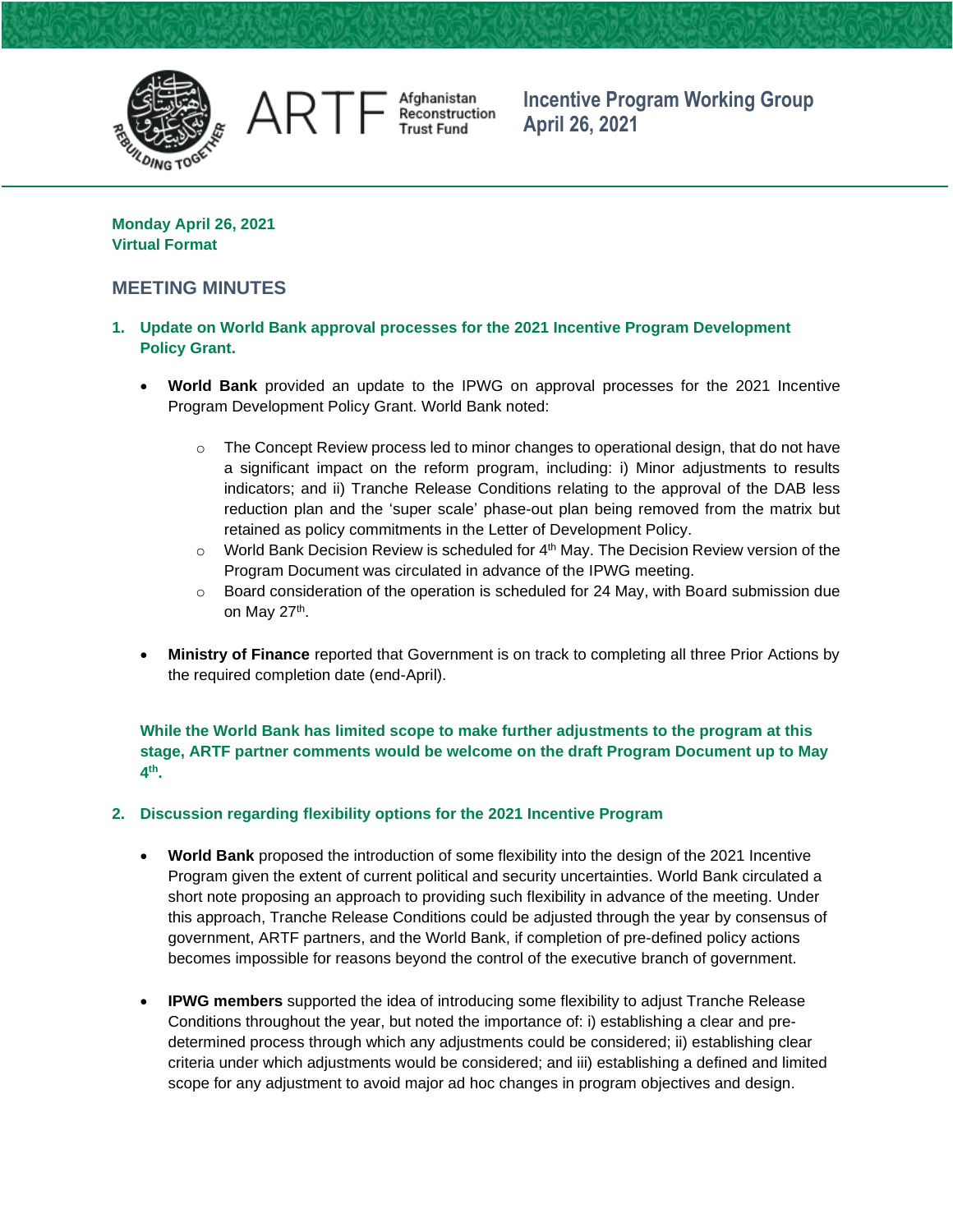ARTF Afghanistan Reconstruction Trust Fund

**Incentive Program Working Group**
**April 26, 2021**

**Monday April 26, 2021**
**Virtual Format**

## MEETING MINUTES

### 1. Update on World Bank approval processes for the 2021 Incentive Program Development Policy Grant.

- **World Bank** provided an update to the IPWG on approval processes for the 2021 Incentive Program Development Policy Grant. World Bank noted:
  - The Concept Review process led to minor changes to operational design, that do not have a significant impact on the reform program, including: i) Minor adjustments to results indicators; and ii) Tranche Release Conditions relating to the approval of the DAB less reduction plan and the 'super scale' phase-out plan being removed from the matrix but retained as policy commitments in the Letter of Development Policy.
  - World Bank Decision Review is scheduled for 4th May. The Decision Review version of the Program Document was circulated in advance of the IPWG meeting.
  - Board consideration of the operation is scheduled for 24 May, with Board submission due on May 27th.
- **Ministry of Finance** reported that Government is on track to completing all three Prior Actions by the required completion date (end-April).

**While the World Bank has limited scope to make further adjustments to the program at this stage, ARTF partner comments would be welcome on the draft Program Document up to May 4th.**

### 2. Discussion regarding flexibility options for the 2021 Incentive Program

- **World Bank** proposed the introduction of some flexibility into the design of the 2021 Incentive Program given the extent of current political and security uncertainties. World Bank circulated a short note proposing an approach to providing such flexibility in advance of the meeting. Under this approach, Tranche Release Conditions could be adjusted through the year by consensus of government, ARTF partners, and the World Bank, if completion of pre-defined policy actions becomes impossible for reasons beyond the control of the executive branch of government.
- **IPWG members** supported the idea of introducing some flexibility to adjust Tranche Release Conditions throughout the year, but noted the importance of: i) establishing a clear and pre-determined process through which any adjustments could be considered; ii) establishing clear criteria under which adjustments would be considered; and iii) establishing a defined and limited scope for any adjustment to avoid major ad hoc changes in program objectives and design.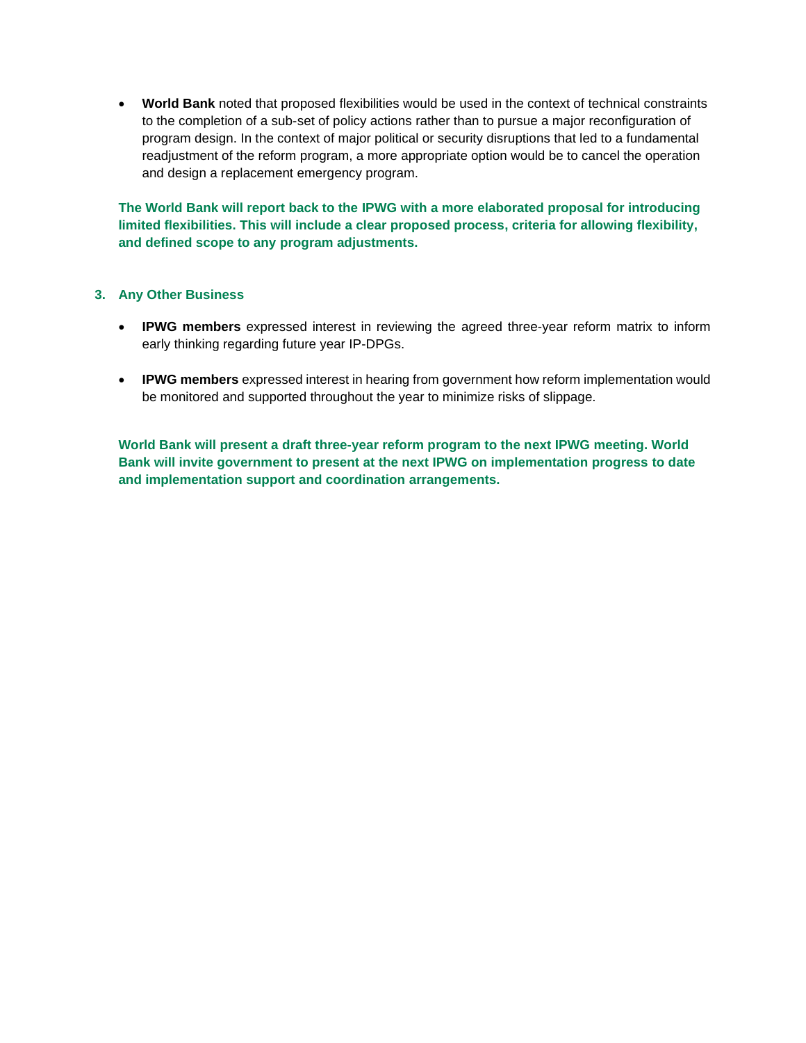- **World Bank** noted that proposed flexibilities would be used in the context of technical constraints to the completion of a sub-set of policy actions rather than to pursue a major reconfiguration of program design. In the context of major political or security disruptions that led to a fundamental readjustment of the reform program, a more appropriate option would be to cancel the operation and design a replacement emergency program.

**The World Bank will report back to the IPWG with a more elaborated proposal for introducing limited flexibilities. This will include a clear proposed process, criteria for allowing flexibility, and defined scope to any program adjustments.**

### 3. Any Other Business

- **IPWG members** expressed interest in reviewing the agreed three-year reform matrix to inform early thinking regarding future year IP-DPGs.

- **IPWG members** expressed interest in hearing from government how reform implementation would be monitored and supported throughout the year to minimize risks of slippage.

**World Bank will present a draft three-year reform program to the next IPWG meeting. World Bank will invite government to present at the next IPWG on implementation progress to date and implementation support and coordination arrangements.**